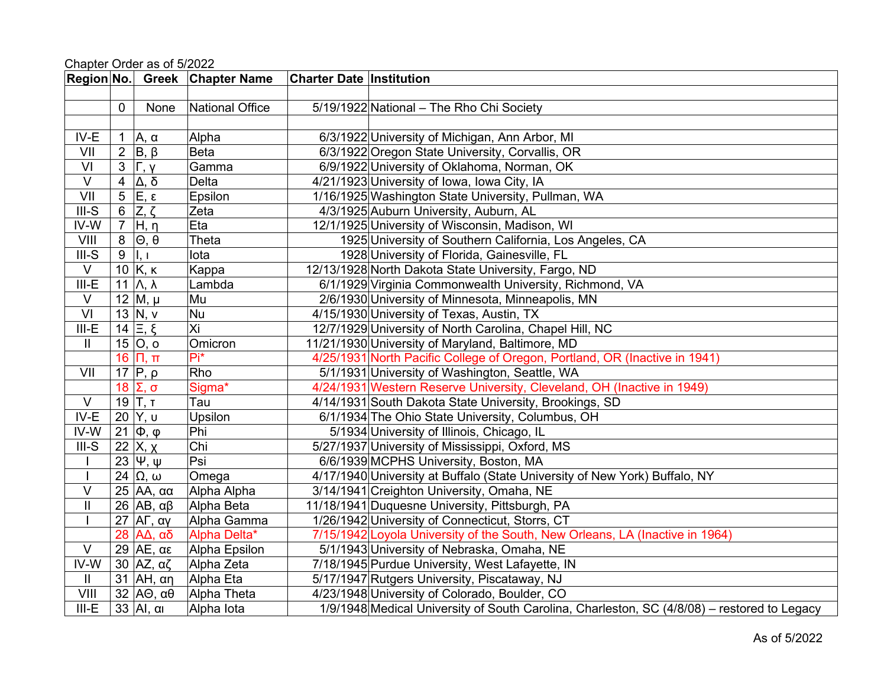Chapter Order as of 5/2022

| Region | No. | Greek | Chapter Name | Charter Date | Institution |
|---|---|---|---|---|---|
| | | | | | |
| | 0 | None | National Office | 5/19/1922 | National – The Rho Chi Society |
| | | | | | |
| IV-E | 1 | Α, α | Alpha | 6/3/1922 | University of Michigan, Ann Arbor, MI |
| VII | 2 | Β, β | Beta | 6/3/1922 | Oregon State University, Corvallis, OR |
| VI | 3 | Γ, γ | Gamma | 6/9/1922 | University of Oklahoma, Norman, OK |
| V | 4 | Δ, δ | Delta | 4/21/1923 | University of Iowa, Iowa City, IA |
| VII | 5 | Ε, ε | Epsilon | 1/16/1925 | Washington State University, Pullman, WA |
| III-S | 6 | Ζ, ζ | Zeta | 4/3/1925 | Auburn University, Auburn, AL |
| IV-W | 7 | Η, η | Eta | 12/1/1925 | University of Wisconsin, Madison, WI |
| VIII | 8 | Θ, θ | Theta | 1925 | University of Southern California, Los Angeles, CA |
| III-S | 9 | Ι, ι | Iota | 1928 | University of Florida, Gainesville, FL |
| V | 10 | Κ, κ | Kappa | 12/13/1928 | North Dakota State University, Fargo, ND |
| III-E | 11 | Λ, λ | Lambda | 6/1/1929 | Virginia Commonwealth University, Richmond, VA |
| V | 12 | Μ, μ | Mu | 2/6/1930 | University of Minnesota, Minneapolis, MN |
| VI | 13 | Ν, ν | Nu | 4/15/1930 | University of Texas, Austin, TX |
| III-E | 14 | Ξ, ξ | Xi | 12/7/1929 | University of North Carolina, Chapel Hill, NC |
| II | 15 | Ο, ο | Omicron | 11/21/1930 | University of Maryland, Baltimore, MD |
| | 16 | Π, π | Pi* | 4/25/1931 | North Pacific College of Oregon, Portland, OR (Inactive in 1941) |
| VII | 17 | Ρ, ρ | Rho | 5/1/1931 | University of Washington, Seattle, WA |
| | 18 | Σ, σ | Sigma* | 4/24/1931 | Western Reserve University, Cleveland, OH (Inactive in 1949) |
| V | 19 | Τ, τ | Tau | 4/14/1931 | South Dakota State University, Brookings, SD |
| IV-E | 20 | Υ, υ | Upsilon | 6/1/1934 | The Ohio State University, Columbus, OH |
| IV-W | 21 | Φ, φ | Phi | 5/1934 | University of Illinois, Chicago, IL |
| III-S | 22 | Χ, χ | Chi | 5/27/1937 | University of Mississippi, Oxford, MS |
| I | 23 | Ψ, ψ | Psi | 6/6/1939 | MCPHS University, Boston, MA |
| I | 24 | Ω, ω | Omega | 4/17/1940 | University at Buffalo (State University of New York) Buffalo, NY |
| V | 25 | ΑΑ, αα | Alpha Alpha | 3/14/1941 | Creighton University, Omaha, NE |
| II | 26 | ΑΒ, αβ | Alpha Beta | 11/18/1941 | Duquesne University, Pittsburgh, PA |
| I | 27 | ΑΓ, αγ | Alpha Gamma | 1/26/1942 | University of Connecticut, Storrs, CT |
| | 28 | ΑΔ, αδ | Alpha Delta* | 7/15/1942 | Loyola University of the South, New Orleans, LA (Inactive in 1964) |
| V | 29 | ΑΕ, αε | Alpha Epsilon | 5/1/1943 | University of Nebraska, Omaha, NE |
| IV-W | 30 | ΑΖ, αζ | Alpha Zeta | 7/18/1945 | Purdue University, West Lafayette, IN |
| II | 31 | ΑΗ, αη | Alpha Eta | 5/17/1947 | Rutgers University, Piscataway, NJ |
| VIII | 32 | ΑΘ, αθ | Alpha Theta | 4/23/1948 | University of Colorado, Boulder, CO |
| III-E | 33 | ΑΙ, αι | Alpha Iota | 1/9/1948 | Medical University of South Carolina, Charleston, SC (4/8/08) – restored to Legacy |

As of 5/2022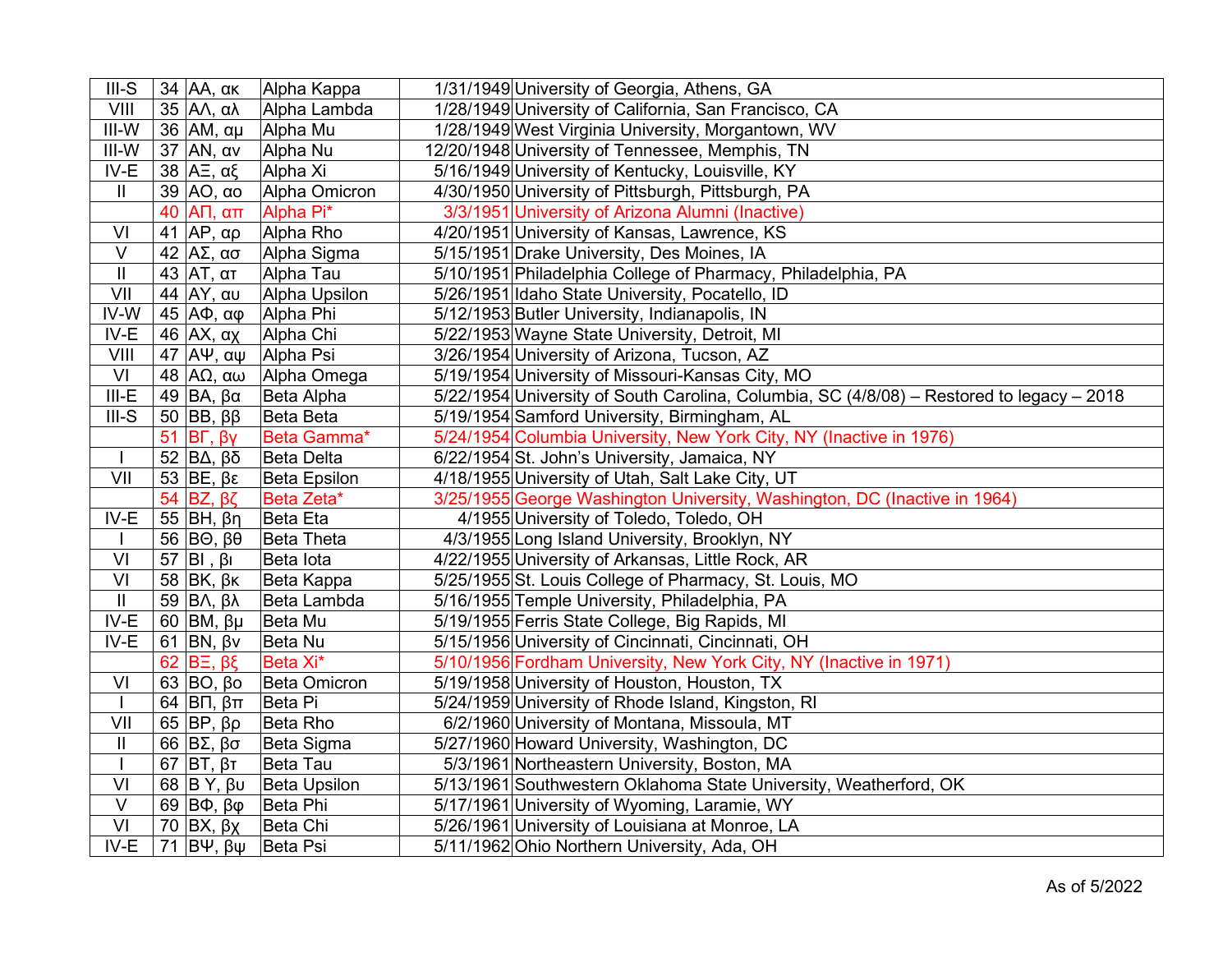| | | | | | |
|---|---|---|---|---|---|
| III-S | 34 | AA, ακ | Alpha Kappa | 1/31/1949 | University of Georgia, Athens, GA |
| VIII | 35 | AΛ, αλ | Alpha Lambda | 1/28/1949 | University of California, San Francisco, CA |
| III-W | 36 | AM, αμ | Alpha Mu | 1/28/1949 | West Virginia University, Morgantown, WV |
| III-W | 37 | AN, αν | Alpha Nu | 12/20/1948 | University of Tennessee, Memphis, TN |
| IV-E | 38 | AΞ, αξ | Alpha Xi | 5/16/1949 | University of Kentucky, Louisville, KY |
| II | 39 | AO, αο | Alpha Omicron | 4/30/1950 | University of Pittsburgh, Pittsburgh, PA |
| | 40 | AΠ, απ | Alpha Pi* | 3/3/1951 | University of Arizona Alumni (Inactive) |
| VI | 41 | AP, αρ | Alpha Rho | 4/20/1951 | University of Kansas, Lawrence, KS |
| V | 42 | AΣ, ασ | Alpha Sigma | 5/15/1951 | Drake University, Des Moines, IA |
| II | 43 | AT, ατ | Alpha Tau | 5/10/1951 | Philadelphia College of Pharmacy, Philadelphia, PA |
| VII | 44 | AY, αυ | Alpha Upsilon | 5/26/1951 | Idaho State University, Pocatello, ID |
| IV-W | 45 | AΦ, αφ | Alpha Phi | 5/12/1953 | Butler University, Indianapolis, IN |
| IV-E | 46 | AX, αχ | Alpha Chi | 5/22/1953 | Wayne State University, Detroit, MI |
| VIII | 47 | AΨ, αψ | Alpha Psi | 3/26/1954 | University of Arizona, Tucson, AZ |
| VI | 48 | AΩ, αω | Alpha Omega | 5/19/1954 | University of Missouri-Kansas City, MO |
| III-E | 49 | BA, βα | Beta Alpha | 5/22/1954 | University of South Carolina, Columbia, SC (4/8/08) – Restored to legacy – 2018 |
| III-S | 50 | BB, ββ | Beta Beta | 5/19/1954 | Samford University, Birmingham, AL |
| | 51 | BΓ, βγ | Beta Gamma* | 5/24/1954 | Columbia University, New York City, NY (Inactive in 1976) |
| I | 52 | BΔ, βδ | Beta Delta | 6/22/1954 | St. John's University, Jamaica, NY |
| VII | 53 | BE, βε | Beta Epsilon | 4/18/1955 | University of Utah, Salt Lake City, UT |
| | 54 | BZ, βζ | Beta Zeta* | 3/25/1955 | George Washington University, Washington, DC (Inactive in 1964) |
| IV-E | 55 | BH, βη | Beta Eta | 4/1955 | University of Toledo, Toledo, OH |
| I | 56 | BΘ, βθ | Beta Theta | 4/3/1955 | Long Island University, Brooklyn, NY |
| VI | 57 | BI , βι | Beta Iota | 4/22/1955 | University of Arkansas, Little Rock, AR |
| VI | 58 | BK, βκ | Beta Kappa | 5/25/1955 | St. Louis College of Pharmacy, St. Louis, MO |
| II | 59 | BΛ, βλ | Beta Lambda | 5/16/1955 | Temple University, Philadelphia, PA |
| IV-E | 60 | BM, βμ | Beta Mu | 5/19/1955 | Ferris State College, Big Rapids, MI |
| IV-E | 61 | BN, βν | Beta Nu | 5/15/1956 | University of Cincinnati, Cincinnati, OH |
| | 62 | BΞ, βξ | Beta Xi* | 5/10/1956 | Fordham University, New York City, NY (Inactive in 1971) |
| VI | 63 | BO, βο | Beta Omicron | 5/19/1958 | University of Houston, Houston, TX |
| I | 64 | BΠ, βπ | Beta Pi | 5/24/1959 | University of Rhode Island, Kingston, RI |
| VII | 65 | BP, βρ | Beta Rho | 6/2/1960 | University of Montana, Missoula, MT |
| II | 66 | BΣ, βσ | Beta Sigma | 5/27/1960 | Howard University, Washington, DC |
| I | 67 | BT, βτ | Beta Tau | 5/3/1961 | Northeastern University, Boston, MA |
| VI | 68 | B Y, βυ | Beta Upsilon | 5/13/1961 | Southwestern Oklahoma State University, Weatherford, OK |
| V | 69 | BΦ, βφ | Beta Phi | 5/17/1961 | University of Wyoming, Laramie, WY |
| VI | 70 | BX, βχ | Beta Chi | 5/26/1961 | University of Louisiana at Monroe, LA |
| IV-E | 71 | BΨ, βψ | Beta Psi | 5/11/1962 | Ohio Northern University, Ada, OH |

As of 5/2022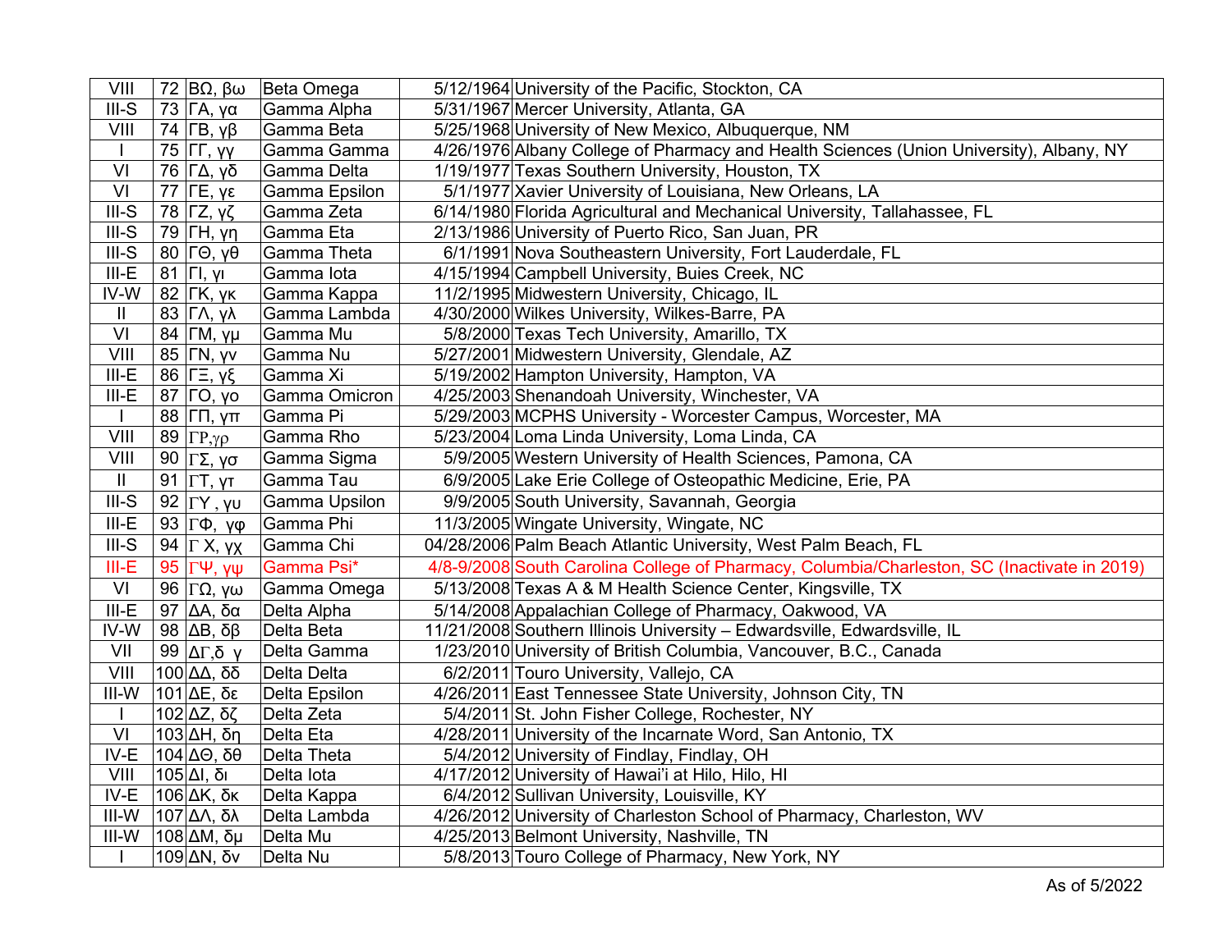| VIII | 72 | ΒΩ, βω | Beta Omega | 5/12/1964 | University of the Pacific, Stockton, CA |
|---|---|---|---|---|---|
| III-S | 73 | ΓΑ, γα | Gamma Alpha | 5/31/1967 | Mercer University, Atlanta, GA |
| VIII | 74 | ΓΒ, γβ | Gamma Beta | 5/25/1968 | University of New Mexico, Albuquerque, NM |
| I | 75 | ΓΓ, γγ | Gamma Gamma | 4/26/1976 | Albany College of Pharmacy and Health Sciences (Union University), Albany, NY |
| VI | 76 | ΓΔ, γδ | Gamma Delta | 1/19/1977 | Texas Southern University, Houston, TX |
| VI | 77 | ΓΕ, γε | Gamma Epsilon | 5/1/1977 | Xavier University of Louisiana, New Orleans, LA |
| III-S | 78 | ΓΖ, γζ | Gamma Zeta | 6/14/1980 | Florida Agricultural and Mechanical University, Tallahassee, FL |
| III-S | 79 | ΓΗ, γη | Gamma Eta | 2/13/1986 | University of Puerto Rico, San Juan, PR |
| III-S | 80 | ΓΘ, γθ | Gamma Theta | 6/1/1991 | Nova Southeastern University, Fort Lauderdale, FL |
| III-E | 81 | ΓΙ, γι | Gamma Iota | 4/15/1994 | Campbell University, Buies Creek, NC |
| IV-W | 82 | ΓΚ, γκ | Gamma Kappa | 11/2/1995 | Midwestern University, Chicago, IL |
| II | 83 | ΓΛ, γλ | Gamma Lambda | 4/30/2000 | Wilkes University, Wilkes-Barre, PA |
| VI | 84 | ΓΜ, γμ | Gamma Mu | 5/8/2000 | Texas Tech University, Amarillo, TX |
| VIII | 85 | ΓΝ, γν | Gamma Nu | 5/27/2001 | Midwestern University, Glendale, AZ |
| III-E | 86 | ΓΞ, γξ | Gamma Xi | 5/19/2002 | Hampton University, Hampton, VA |
| III-E | 87 | ΓΟ, γο | Gamma Omicron | 4/25/2003 | Shenandoah University, Winchester, VA |
| I | 88 | ΓΠ, γπ | Gamma Pi | 5/29/2003 | MCPHS University - Worcester Campus, Worcester, MA |
| VIII | 89 | ΓΡ,γρ | Gamma Rho | 5/23/2004 | Loma Linda University, Loma Linda, CA |
| VIII | 90 | ΓΣ, γσ | Gamma Sigma | 5/9/2005 | Western University of Health Sciences, Pamona, CA |
| II | 91 | ΓΤ, γτ | Gamma Tau | 6/9/2005 | Lake Erie College of Osteopathic Medicine, Erie, PA |
| III-S | 92 | ΓΥ , γυ | Gamma Upsilon | 9/9/2005 | South University, Savannah, Georgia |
| III-E | 93 | ΓΦ, γφ | Gamma Phi | 11/3/2005 | Wingate University, Wingate, NC |
| III-S | 94 | Γ Χ, γχ | Gamma Chi | 04/28/2006 | Palm Beach Atlantic University, West Palm Beach, FL |
| III-E | 95 | ΓΨ, γψ | Gamma Psi* | 4/8-9/2008 | South Carolina College of Pharmacy, Columbia/Charleston, SC (Inactivate in 2019) |
| VI | 96 | ΓΩ, γω | Gamma Omega | 5/13/2008 | Texas A & M Health Science Center, Kingsville, TX |
| III-E | 97 | ΔΑ, δα | Delta Alpha | 5/14/2008 | Appalachian College of Pharmacy, Oakwood, VA |
| IV-W | 98 | ΔΒ, δβ | Delta Beta | 11/21/2008 | Southern Illinois University – Edwardsville, Edwardsville, IL |
| VII | 99 | ΔΓ,δ γ | Delta Gamma | 1/23/2010 | University of British Columbia, Vancouver, B.C., Canada |
| VIII | 100 | ΔΔ, δδ | Delta Delta | 6/2/2011 | Touro University, Vallejo, CA |
| III-W | 101 | ΔΕ, δε | Delta Epsilon | 4/26/2011 | East Tennessee State University, Johnson City, TN |
| I | 102 | ΔΖ, δζ | Delta Zeta | 5/4/2011 | St. John Fisher College, Rochester, NY |
| VI | 103 | ΔΗ, δη | Delta Eta | 4/28/2011 | University of the Incarnate Word, San Antonio, TX |
| IV-E | 104 | ΔΘ, δθ | Delta Theta | 5/4/2012 | University of Findlay, Findlay, OH |
| VIII | 105 | ΔΙ, δι | Delta Iota | 4/17/2012 | University of Hawai'i at Hilo, Hilo, HI |
| IV-E | 106 | ΔΚ, δκ | Delta Kappa | 6/4/2012 | Sullivan University, Louisville, KY |
| III-W | 107 | ΔΛ, δλ | Delta Lambda | 4/26/2012 | University of Charleston School of Pharmacy, Charleston, WV |
| III-W | 108 | ΔΜ, δμ | Delta Mu | 4/25/2013 | Belmont University, Nashville, TN |
| I | 109 | ΔΝ, δν | Delta Nu | 5/8/2013 | Touro College of Pharmacy, New York, NY |

As of 5/2022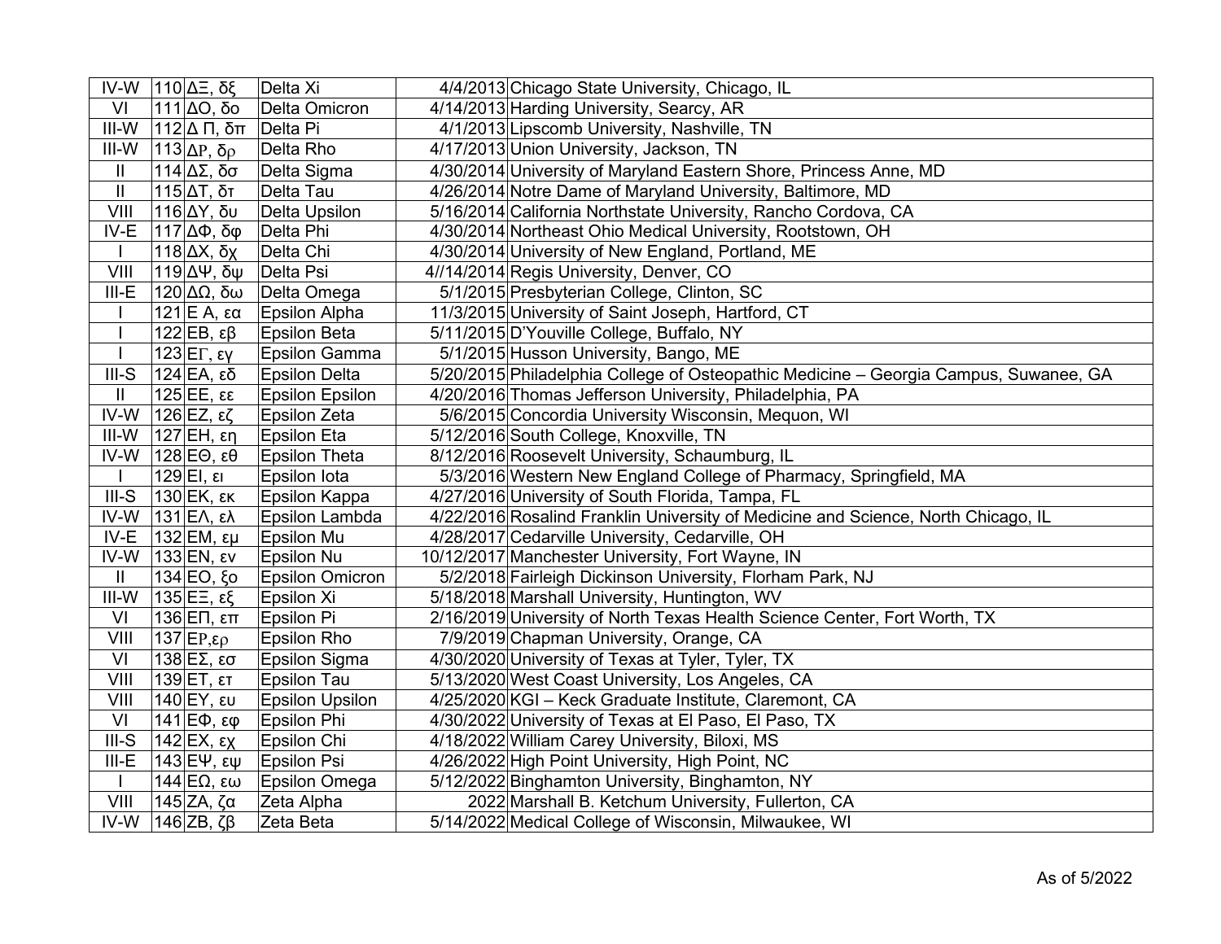| | | | | | |
|---|---|---|---|---|---|
| IV-W | 110 | ΔΞ, δξ | Delta Xi | 4/4/2013 | Chicago State University, Chicago, IL |
| VI | 111 | ΔΟ, δο | Delta Omicron | 4/14/2013 | Harding University, Searcy, AR |
| III-W | 112 | Δ Π, δπ | Delta Pi | 4/1/2013 | Lipscomb University, Nashville, TN |
| III-W | 113 | ΔΡ, δρ | Delta Rho | 4/17/2013 | Union University, Jackson, TN |
| II | 114 | ΔΣ, δσ | Delta Sigma | 4/30/2014 | University of Maryland Eastern Shore, Princess Anne, MD |
| II | 115 | ΔΤ, δτ | Delta Tau | 4/26/2014 | Notre Dame of Maryland University, Baltimore, MD |
| VIII | 116 | ΔΥ, δυ | Delta Upsilon | 5/16/2014 | California Northstate University, Rancho Cordova, CA |
| IV-E | 117 | ΔΦ, δφ | Delta Phi | 4/30/2014 | Northeast Ohio Medical University, Rootstown, OH |
| I | 118 | ΔΧ, δχ | Delta Chi | 4/30/2014 | University of New England, Portland, ME |
| VIII | 119 | ΔΨ, δψ | Delta Psi | 4//14/2014 | Regis University, Denver, CO |
| III-E | 120 | ΔΩ, δω | Delta Omega | 5/1/2015 | Presbyterian College, Clinton, SC |
| I | 121 | Ε Α, εα | Epsilon Alpha | 11/3/2015 | University of Saint Joseph, Hartford, CT |
| I | 122 | ΕΒ, εβ | Epsilon Beta | 5/11/2015 | D'Youville College, Buffalo, NY |
| I | 123 | ΕΓ, εγ | Epsilon Gamma | 5/1/2015 | Husson University, Bango, ME |
| III-S | 124 | ΕΑ, εδ | Epsilon Delta | 5/20/2015 | Philadelphia College of Osteopathic Medicine – Georgia Campus, Suwanee, GA |
| II | 125 | ΕΕ, εε | Epsilon Epsilon | 4/20/2016 | Thomas Jefferson University, Philadelphia, PA |
| IV-W | 126 | ΕΖ, εζ | Epsilon Zeta | 5/6/2015 | Concordia University Wisconsin, Mequon, WI |
| III-W | 127 | ΕΗ, εη | Epsilon Eta | 5/12/2016 | South College, Knoxville, TN |
| IV-W | 128 | ΕΘ, εθ | Epsilon Theta | 8/12/2016 | Roosevelt University, Schaumburg, IL |
| I | 129 | ΕΙ, ει | Epsilon Iota | 5/3/2016 | Western New England College of Pharmacy, Springfield, MA |
| III-S | 130 | ΕΚ, εκ | Epsilon Kappa | 4/27/2016 | University of South Florida, Tampa, FL |
| IV-W | 131 | ΕΛ, ελ | Epsilon Lambda | 4/22/2016 | Rosalind Franklin University of Medicine and Science, North Chicago, IL |
| IV-E | 132 | ΕΜ, εμ | Epsilon Mu | 4/28/2017 | Cedarville University, Cedarville, OH |
| IV-W | 133 | ΕΝ, εν | Epsilon Nu | 10/12/2017 | Manchester University, Fort Wayne, IN |
| II | 134 | ΕΟ, ξο | Epsilon Omicron | 5/2/2018 | Fairleigh Dickinson University, Florham Park, NJ |
| III-W | 135 | ΕΞ, εξ | Epsilon Xi | 5/18/2018 | Marshall University, Huntington, WV |
| VI | 136 | ΕΠ, επ | Epsilon Pi | 2/16/2019 | University of North Texas Health Science Center, Fort Worth, TX |
| VIII | 137 | ΕΡ,ερ | Epsilon Rho | 7/9/2019 | Chapman University, Orange, CA |
| VI | 138 | ΕΣ, εσ | Epsilon Sigma | 4/30/2020 | University of Texas at Tyler, Tyler, TX |
| VIII | 139 | ΕΤ, ετ | Epsilon Tau | 5/13/2020 | West Coast University, Los Angeles, CA |
| VIII | 140 | ΕΥ, ευ | Epsilon Upsilon | 4/25/2020 | KGI – Keck Graduate Institute, Claremont, CA |
| VI | 141 | ΕΦ, εφ | Epsilon Phi | 4/30/2022 | University of Texas at El Paso, El Paso, TX |
| III-S | 142 | ΕΧ, εχ | Epsilon Chi | 4/18/2022 | William Carey University, Biloxi, MS |
| III-E | 143 | ΕΨ, εψ | Epsilon Psi | 4/26/2022 | High Point University, High Point, NC |
| I | 144 | ΕΩ, εω | Epsilon Omega | 5/12/2022 | Binghamton University, Binghamton, NY |
| VIII | 145 | ΖΑ, ζα | Zeta Alpha | 2022 | Marshall B. Ketchum University, Fullerton, CA |
| IV-W | 146 | ΖΒ, ζβ | Zeta Beta | 5/14/2022 | Medical College of Wisconsin, Milwaukee, WI |

As of 5/2022